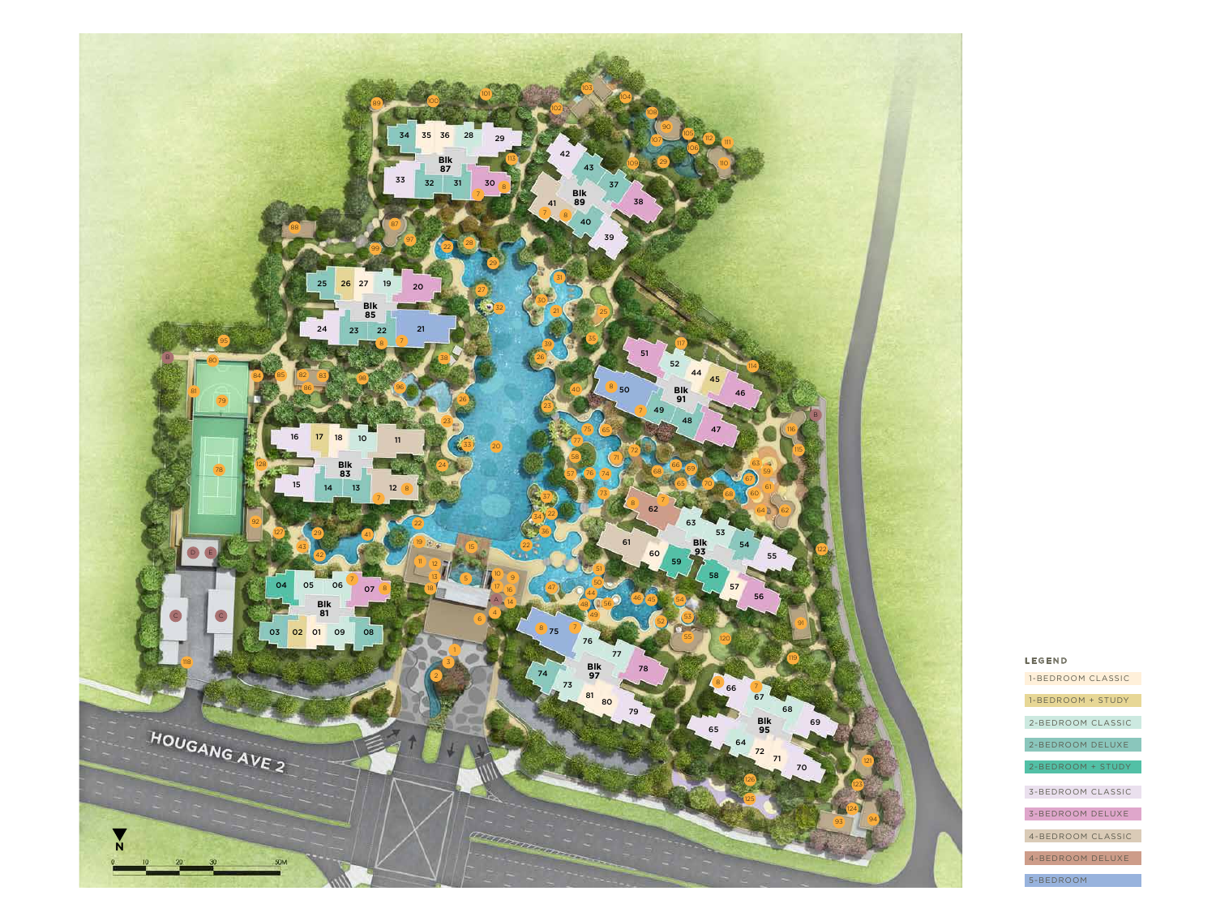HOUGANG AVE 2

N

0 10 20 30 50M

**LEGEND**

- 1-BEDROOM CLASSIC
- 1-BEDROOM + STUDY
- 2-BEDROOM CLASSIC
- 2-BEDROOM DELUXE
- 2-BEDROOM + STUDY
- 3-BEDROOM CLASSIC
- 3-BEDROOM DELUXE
- 4-BEDROOM CLASSIC
- 4-BEDROOM DELUXE
- 5-BEDROOM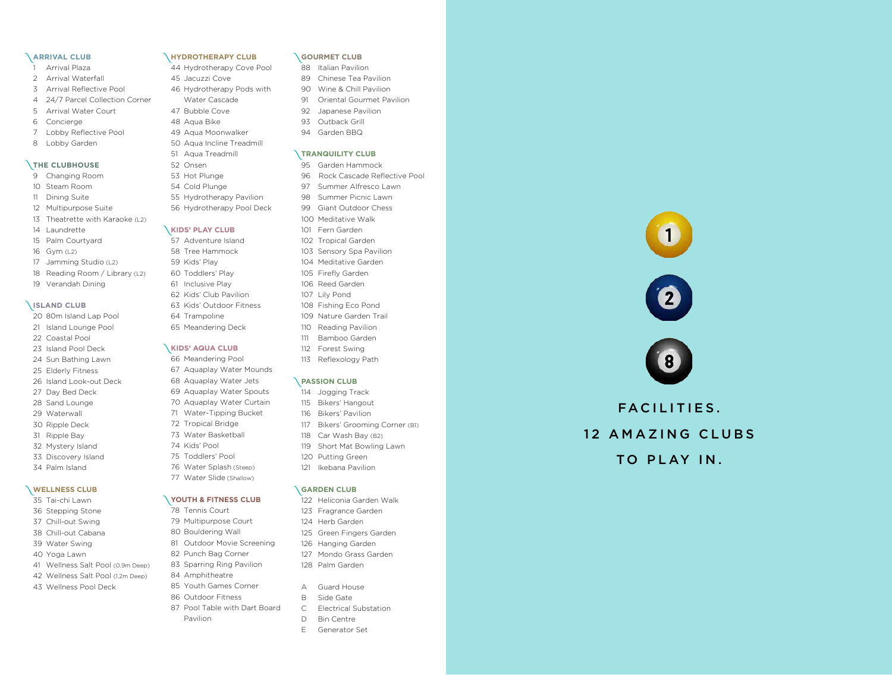## ARRIVAL CLUB

1. Arrival Plaza
2. Arrival Waterfall
3. Arrival Reflective Pool
4. 24/7 Parcel Collection Corner
5. Arrival Water Court
6. Concierge
7. Lobby Reflective Pool
8. Lobby Garden

## THE CLUBHOUSE

9. Changing Room
10. Steam Room
11. Dining Suite
12. Multipurpose Suite
13. Theatrette with Karaoke (L2)
14. Laundrette
15. Palm Courtyard
16. Gym (L2)
17. Jamming Studio (L2)
18. Reading Room / Library (L2)
19. Verandah Dining

## ISLAND CLUB

20. 80m Island Lap Pool
21. Island Lounge Pool
22. Coastal Pool
23. Island Pool Deck
24. Sun Bathing Lawn
25. Elderly Fitness
26. Island Look-out Deck
27. Day Bed Deck
28. Sand Lounge
29. Waterwall
30. Ripple Deck
31. Ripple Bay
32. Mystery Island
33. Discovery Island
34. Palm Island

## WELLNESS CLUB

35. Tai-chi Lawn
36. Stepping Stone
37. Chill-out Swing
38. Chill-out Cabana
39. Water Swing
40. Yoga Lawn
41. Wellness Salt Pool (0.9m Deep)
42. Wellness Salt Pool (1.2m Deep)
43. Wellness Pool Deck

## HYDROTHERAPY CLUB

44. Hydrotherapy Cove Pool
45. Jacuzzi Cove
46. Hydrotherapy Pods with Water Cascade
47. Bubble Cove
48. Aqua Bike
49. Aqua Moonwalker
50. Aqua Incline Treadmill
51. Aqua Treadmill
52. Onsen
53. Hot Plunge
54. Cold Plunge
55. Hydrotherapy Pavilion
56. Hydrotherapy Pool Deck

## KIDS' PLAY CLUB

57. Adventure Island
58. Tree Hammock
59. Kids' Play
60. Toddlers' Play
61. Inclusive Play
62. Kids' Club Pavilion
63. Kids' Outdoor Fitness
64. Trampoline
65. Meandering Deck

## KIDS' AQUA CLUB

66. Meandering Pool
67. Aquaplay Water Mounds
68. Aquaplay Water Jets
69. Aquaplay Water Spouts
70. Aquaplay Water Curtain
71. Water-Tipping Bucket
72. Tropical Bridge
73. Water Basketball
74. Kids' Pool
75. Toddlers' Pool
76. Water Splash (Steep)
77. Water Slide (Shallow)

## YOUTH & FITNESS CLUB

78. Tennis Court
79. Multipurpose Court
80. Bouldering Wall
81. Outdoor Movie Screening
82. Punch Bag Corner
83. Sparring Ring Pavilion
84. Amphitheatre
85. Youth Games Corner
86. Outdoor Fitness
87. Pool Table with Dart Board Pavilion

## GOURMET CLUB

88. Italian Pavilion
89. Chinese Tea Pavilion
90. Wine & Chill Pavilion
91. Oriental Gourmet Pavilion
92. Japanese Pavilion
93. Outback Grill
94. Garden BBQ

## TRANQUILITY CLUB

95. Garden Hammock
96. Rock Cascade Reflective Pool
97. Summer Alfresco Lawn
98. Summer Picnic Lawn
99. Giant Outdoor Chess
100. Meditative Walk
101. Fern Garden
102. Tropical Garden
103. Sensory Spa Pavilion
104. Meditative Garden
105. Firefly Garden
106. Reed Garden
107. Lily Pond
108. Fishing Eco Pond
109. Nature Garden Trail
110. Reading Pavilion
111. Bamboo Garden
112. Forest Swing
113. Reflexology Path

## PASSION CLUB

114. Jogging Track
115. Bikers' Hangout
116. Bikers' Pavilion
117. Bikers' Grooming Corner (B1)
118. Car Wash Bay (B2)
119. Short Mat Bowling Lawn
120. Putting Green
121. Ikebana Pavilion

## GARDEN CLUB

122. Heliconia Garden Walk
123. Fragrance Garden
124. Herb Garden
125. Green Fingers Garden
126. Hanging Garden
127. Mondo Grass Garden
128. Palm Garden

- A Guard House
- B Side Gate
- C Electrical Substation
- D Bin Centre
- E Generator Set

1

2

8

# FACILITIES.

# 12 AMAZING CLUBS TO PLAY IN.